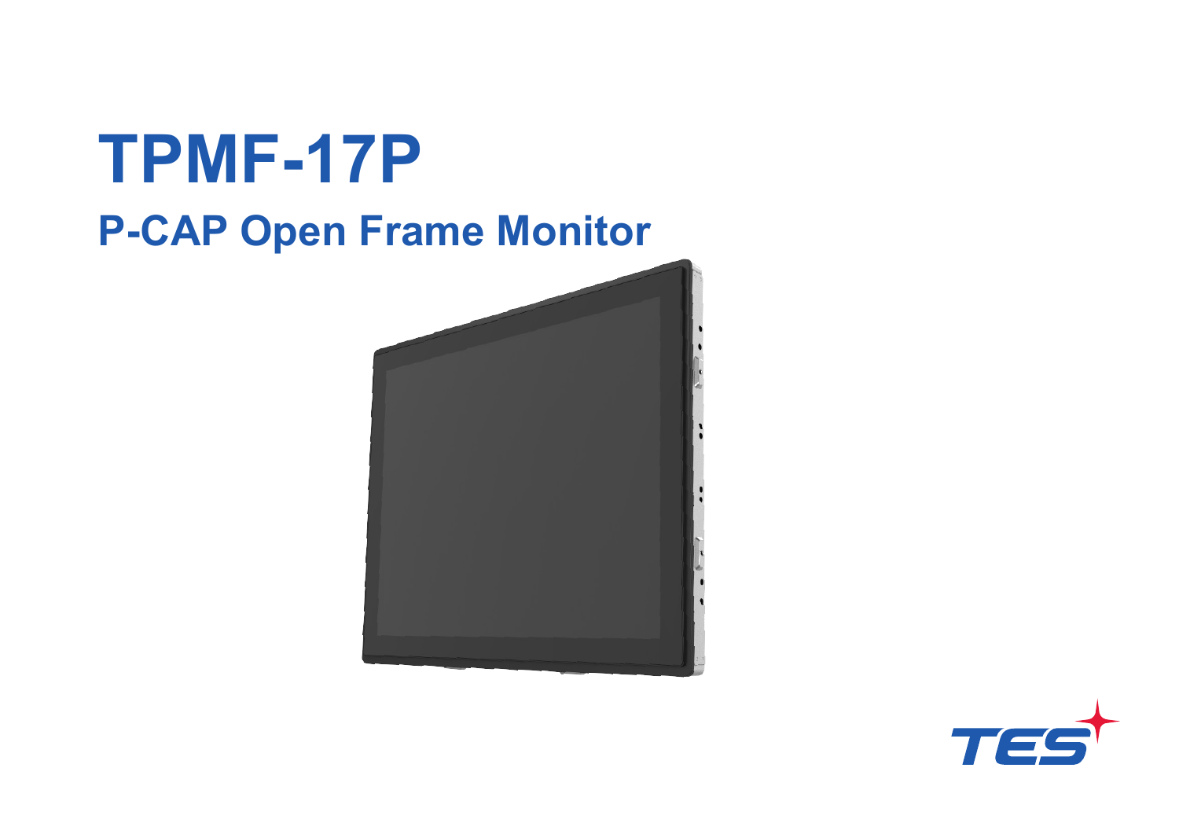# TPMF-17P

## P-CAP Open Frame Monitor

TES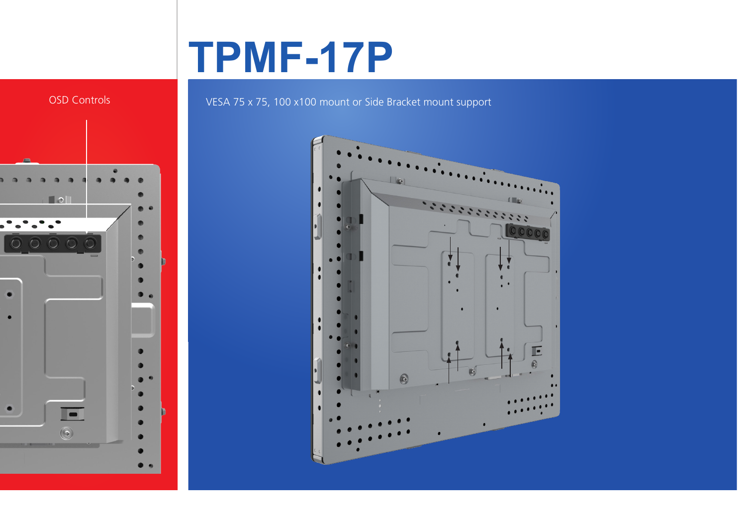# TPMF-17P

OSD Controls

VESA 75 x 75, 100 x100 mount or Side Bracket mount support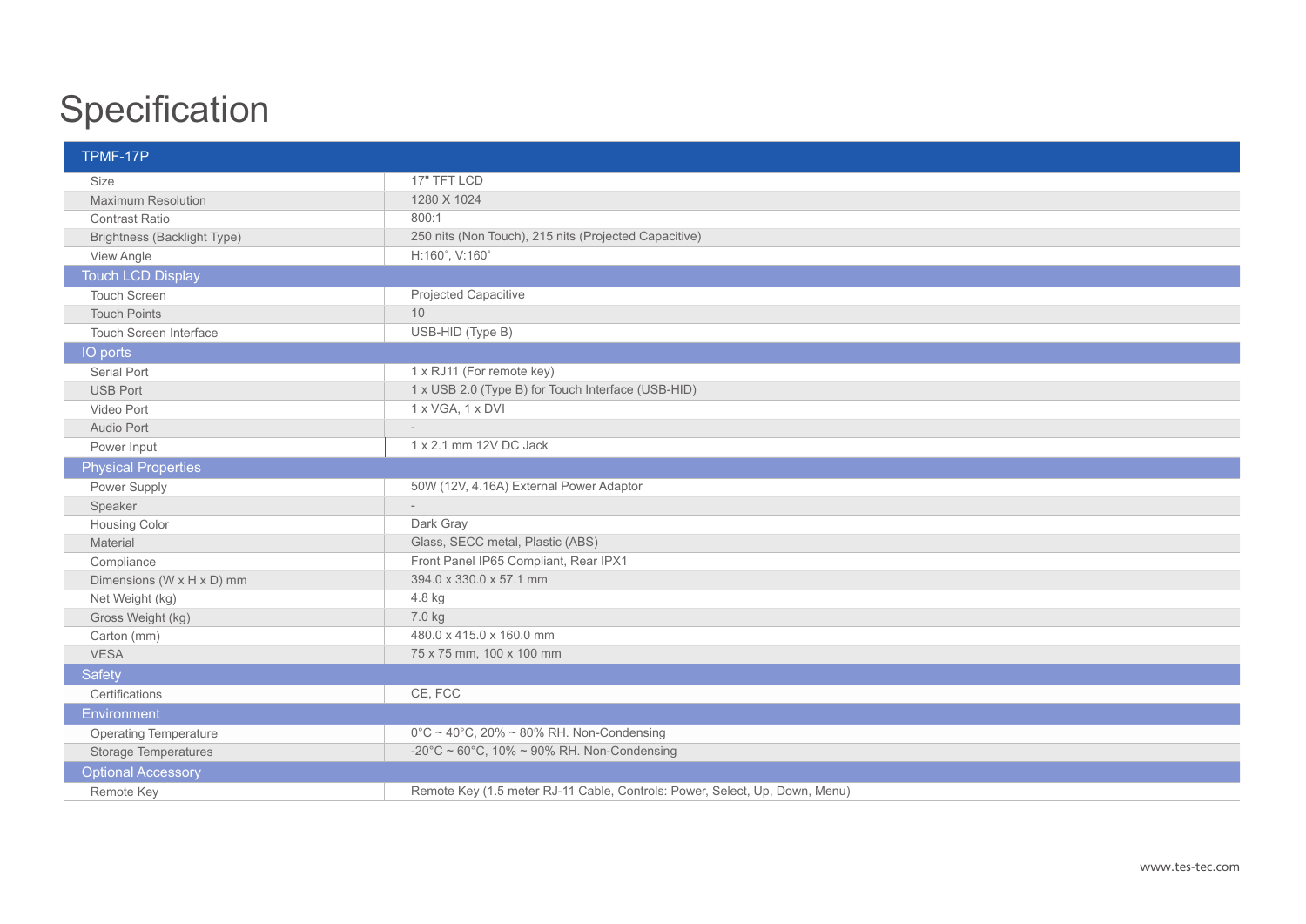# Specification

| TPMF-17P | |
|---|---|
| Size | 17" TFT LCD |
| Maximum Resolution | 1280 X 1024 |
| Contrast Ratio | 800:1 |
| Brightness (Backlight Type) | 250 nits (Non Touch), 215 nits (Projected Capacitive) |
| View Angle | H:160˚, V:160˚ |
| **Touch LCD Display** | |
| Touch Screen | Projected Capacitive |
| Touch Points | 10 |
| Touch Screen Interface | USB-HID (Type B) |
| **IO ports** | |
| Serial Port | 1 x RJ11 (For remote key) |
| USB Port | 1 x USB 2.0 (Type B) for Touch Interface (USB-HID) |
| Video Port | 1 x VGA, 1 x DVI |
| Audio Port | - |
| Power Input | 1 x 2.1 mm 12V DC Jack |
| **Physical Properties** | |
| Power Supply | 50W (12V, 4.16A) External Power Adaptor |
| Speaker | - |
| Housing Color | Dark Gray |
| Material | Glass, SECC metal, Plastic (ABS) |
| Compliance | Front Panel IP65 Compliant, Rear IPX1 |
| Dimensions (W x H x D) mm | 394.0 x 330.0 x 57.1 mm |
| Net Weight (kg) | 4.8 kg |
| Gross Weight (kg) | 7.0 kg |
| Carton (mm) | 480.0 x 415.0 x 160.0 mm |
| VESA | 75 x 75 mm, 100 x 100 mm |
| **Safety** | |
| Certifications | CE, FCC |
| **Environment** | |
| Operating Temperature | 0°C ~ 40°C, 20% ~ 80% RH. Non-Condensing |
| Storage Temperatures | -20°C ~ 60°C, 10% ~ 90% RH. Non-Condensing |
| **Optional Accessory** | |
| Remote Key | Remote Key (1.5 meter RJ-11 Cable, Controls: Power, Select, Up, Down, Menu) |

www.tes-tec.com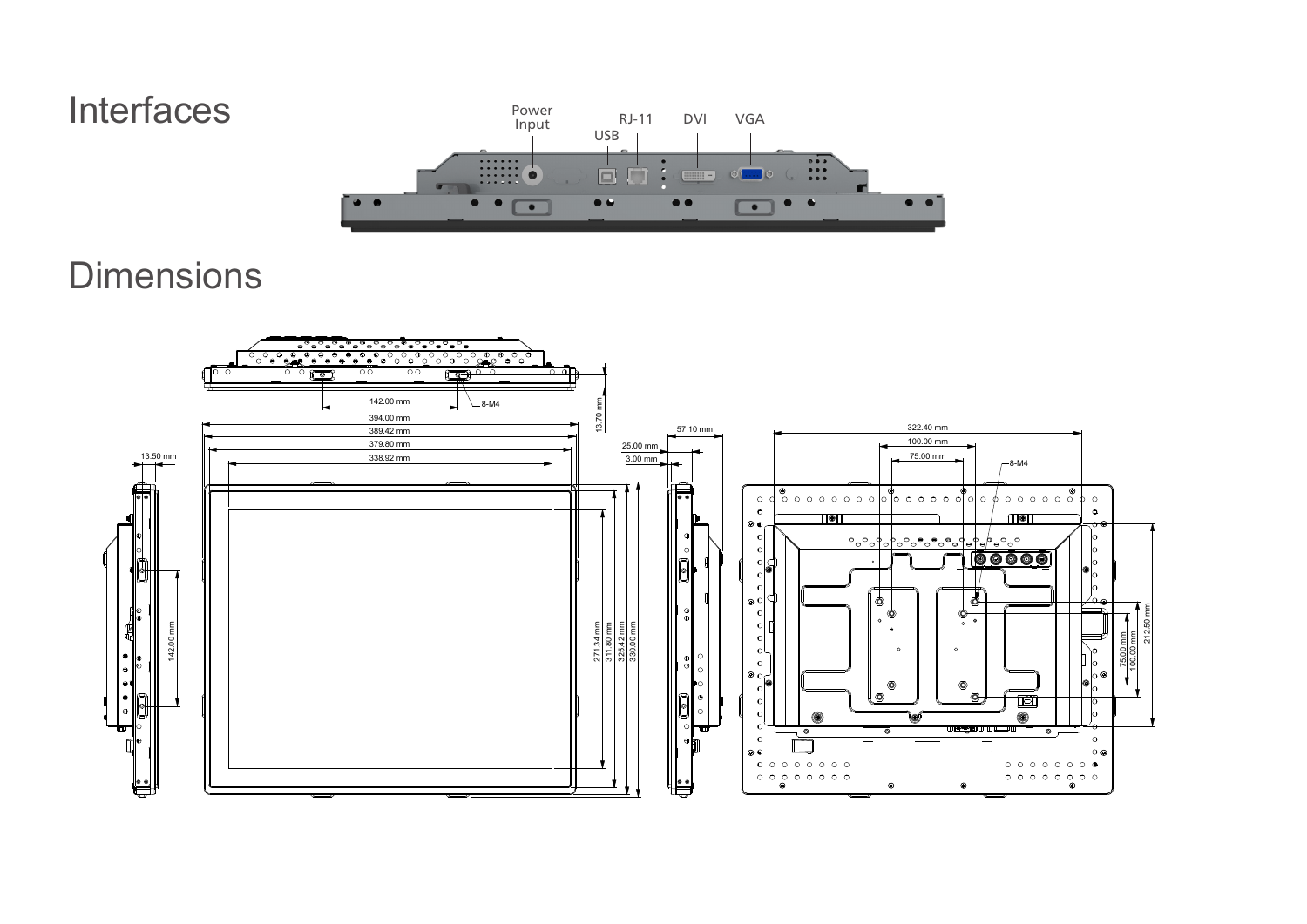## Interfaces

Power Input

USB

RJ-11

DVI

VGA

## Dimensions

142.00 mm

8-M4

13.70 mm

394.00 mm

389.42 mm

379.80 mm

338.92 mm

13.50 mm

142.00 mm

271.34 mm

311.80 mm

325.42 mm

330.00 mm

57.10 mm

25.00 mm

3.00 mm

322.40 mm

100.00 mm

75.00 mm

8-M4

75.00 mm

100.00 mm

212.50 mm